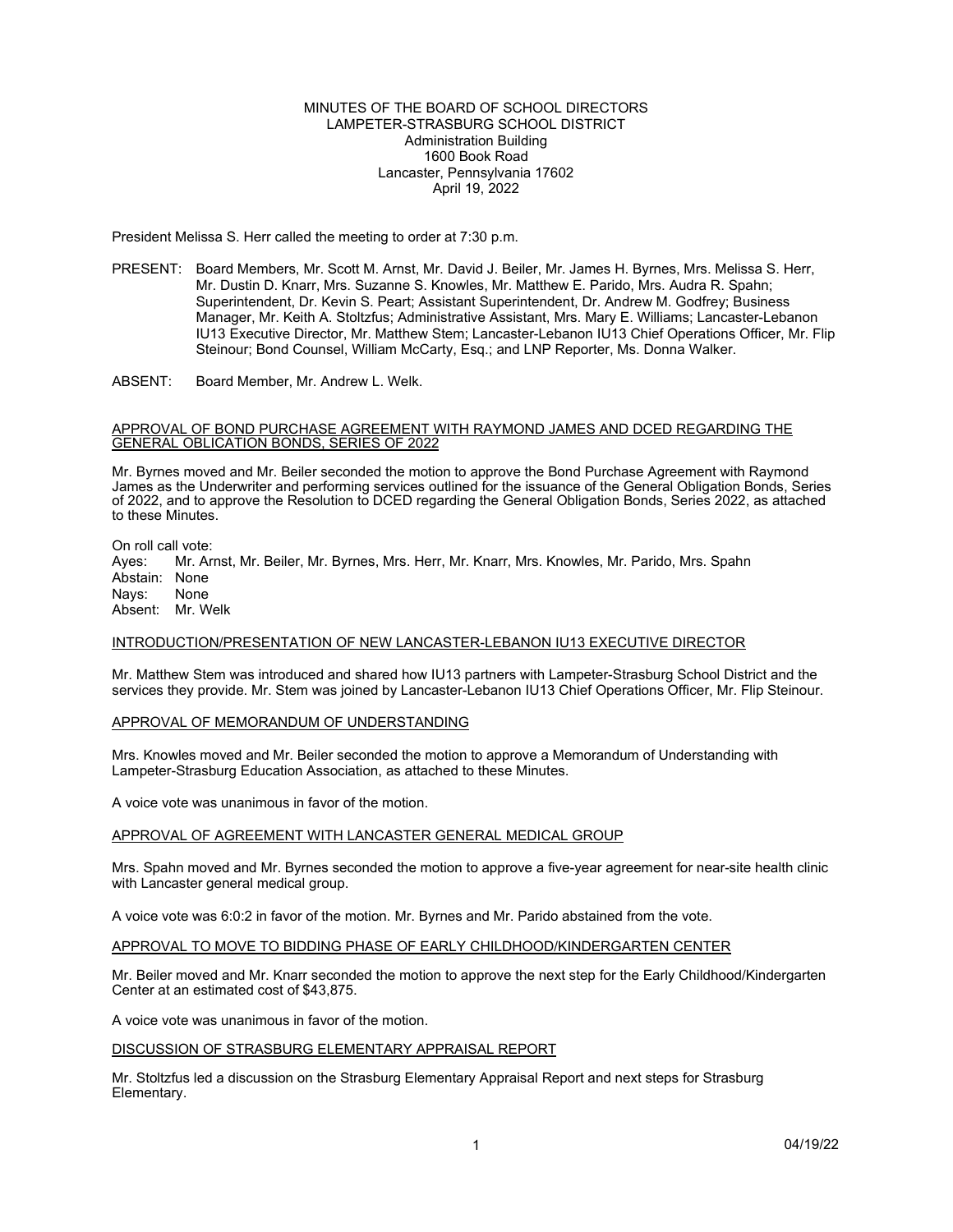MINUTES OF THE BOARD OF SCHOOL DIRECTORS
LAMPETER-STRASBURG SCHOOL DISTRICT
Administration Building
1600 Book Road
Lancaster, Pennsylvania 17602
April 19, 2022

President Melissa S. Herr called the meeting to order at 7:30 p.m.

PRESENT: Board Members, Mr. Scott M. Arnst, Mr. David J. Beiler, Mr. James H. Byrnes, Mrs. Melissa S. Herr, Mr. Dustin D. Knarr, Mrs. Suzanne S. Knowles, Mr. Matthew E. Parido, Mrs. Audra R. Spahn; Superintendent, Dr. Kevin S. Peart; Assistant Superintendent, Dr. Andrew M. Godfrey; Business Manager, Mr. Keith A. Stoltzfus; Administrative Assistant, Mrs. Mary E. Williams; Lancaster-Lebanon IU13 Executive Director, Mr. Matthew Stem; Lancaster-Lebanon IU13 Chief Operations Officer, Mr. Flip Steinour; Bond Counsel, William McCarty, Esq.; and LNP Reporter, Ms. Donna Walker.

ABSENT: Board Member, Mr. Andrew L. Welk.

APPROVAL OF BOND PURCHASE AGREEMENT WITH RAYMOND JAMES AND DCED REGARDING THE GENERAL OBLICATION BONDS, SERIES OF 2022

Mr. Byrnes moved and Mr. Beiler seconded the motion to approve the Bond Purchase Agreement with Raymond James as the Underwriter and performing services outlined for the issuance of the General Obligation Bonds, Series of 2022, and to approve the Resolution to DCED regarding the General Obligation Bonds, Series 2022, as attached to these Minutes.

On roll call vote:
Ayes: Mr. Arnst, Mr. Beiler, Mr. Byrnes, Mrs. Herr, Mr. Knarr, Mrs. Knowles, Mr. Parido, Mrs. Spahn
Abstain: None
Nays: None
Absent: Mr. Welk

INTRODUCTION/PRESENTATION OF NEW LANCASTER-LEBANON IU13 EXECUTIVE DIRECTOR

Mr. Matthew Stem was introduced and shared how IU13 partners with Lampeter-Strasburg School District and the services they provide. Mr. Stem was joined by Lancaster-Lebanon IU13 Chief Operations Officer, Mr. Flip Steinour.

APPROVAL OF MEMORANDUM OF UNDERSTANDING

Mrs. Knowles moved and Mr. Beiler seconded the motion to approve a Memorandum of Understanding with Lampeter-Strasburg Education Association, as attached to these Minutes.

A voice vote was unanimous in favor of the motion.

APPROVAL OF AGREEMENT WITH LANCASTER GENERAL MEDICAL GROUP

Mrs. Spahn moved and Mr. Byrnes seconded the motion to approve a five-year agreement for near-site health clinic with Lancaster general medical group.

A voice vote was 6:0:2 in favor of the motion. Mr. Byrnes and Mr. Parido abstained from the vote.

APPROVAL TO MOVE TO BIDDING PHASE OF EARLY CHILDHOOD/KINDERGARTEN CENTER

Mr. Beiler moved and Mr. Knarr seconded the motion to approve the next step for the Early Childhood/Kindergarten Center at an estimated cost of $43,875.

A voice vote was unanimous in favor of the motion.

DISCUSSION OF STRASBURG ELEMENTARY APPRAISAL REPORT

Mr. Stoltzfus led a discussion on the Strasburg Elementary Appraisal Report and next steps for Strasburg Elementary.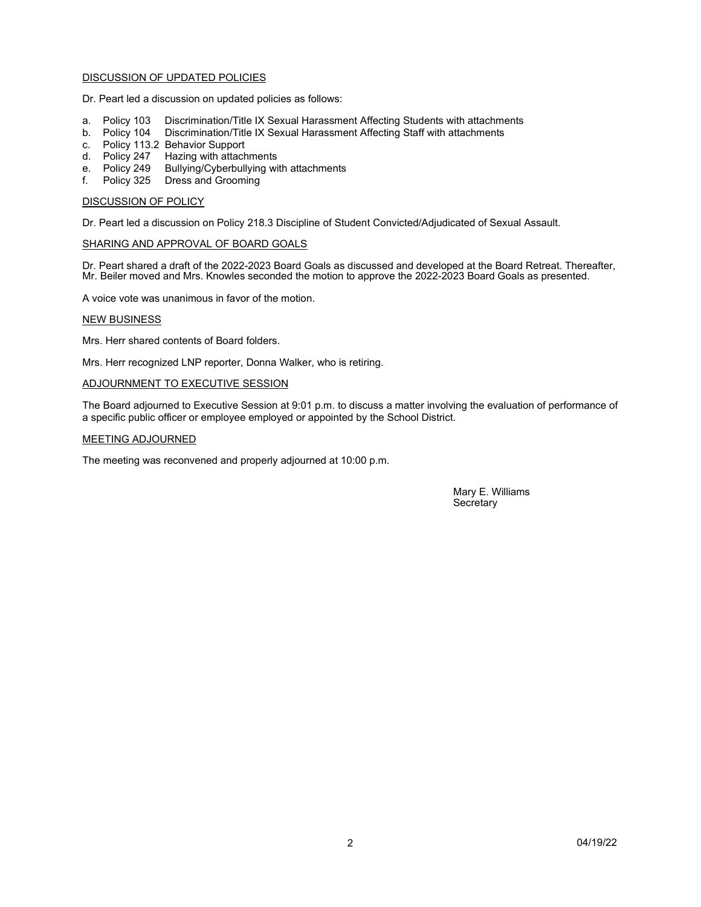DISCUSSION OF UPDATED POLICIES

Dr. Peart led a discussion on updated policies as follows:

a. Policy 103 Discrimination/Title IX Sexual Harassment Affecting Students with attachments
b. Policy 104 Discrimination/Title IX Sexual Harassment Affecting Staff with attachments
c. Policy 113.2 Behavior Support
d. Policy 247 Hazing with attachments
e. Policy 249 Bullying/Cyberbullying with attachments
f. Policy 325 Dress and Grooming

DISCUSSION OF POLICY

Dr. Peart led a discussion on Policy 218.3 Discipline of Student Convicted/Adjudicated of Sexual Assault.

SHARING AND APPROVAL OF BOARD GOALS

Dr. Peart shared a draft of the 2022-2023 Board Goals as discussed and developed at the Board Retreat. Thereafter, Mr. Beiler moved and Mrs. Knowles seconded the motion to approve the 2022-2023 Board Goals as presented.

A voice vote was unanimous in favor of the motion.

NEW BUSINESS

Mrs. Herr shared contents of Board folders.

Mrs. Herr recognized LNP reporter, Donna Walker, who is retiring.

ADJOURNMENT TO EXECUTIVE SESSION

The Board adjourned to Executive Session at 9:01 p.m. to discuss a matter involving the evaluation of performance of a specific public officer or employee employed or appointed by the School District.

MEETING ADJOURNED

The meeting was reconvened and properly adjourned at 10:00 p.m.

Mary E. Williams
Secretary